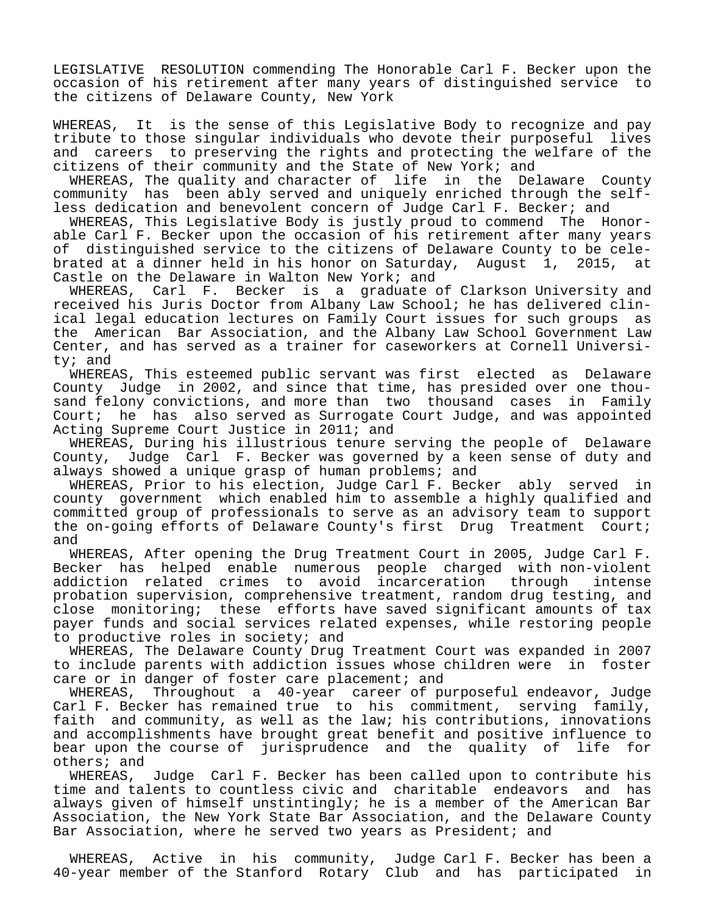LEGISLATIVE RESOLUTION commending The Honorable Carl F. Becker upon the occasion of his retirement after many years of distinguished service to the citizens of Delaware County, New York

WHEREAS, It is the sense of this Legislative Body to recognize and pay tribute to those singular individuals who devote their purposeful lives and careers to preserving the rights and protecting the welfare of the citizens of their community and the State of New York; and

WHEREAS, The quality and character of life in the Delaware County community has been ably served and uniquely enriched through the selfless dedication and benevolent concern of Judge Carl F. Becker; and

WHEREAS, This Legislative Body is justly proud to commend The Honorable Carl F. Becker upon the occasion of his retirement after many years of distinguished service to the citizens of Delaware County to be celebrated at a dinner held in his honor on Saturday, August 1, 2015, at Castle on the Delaware in Walton New York; and

WHEREAS, Carl F. Becker is a graduate of Clarkson University and received his Juris Doctor from Albany Law School; he has delivered clinical legal education lectures on Family Court issues for such groups as the American Bar Association, and the Albany Law School Government Law Center, and has served as a trainer for caseworkers at Cornell University; and

WHEREAS, This esteemed public servant was first elected as Delaware County Judge in 2002, and since that time, has presided over one thousand felony convictions, and more than two thousand cases in Family Court; he has also served as Surrogate Court Judge, and was appointed Acting Supreme Court Justice in 2011; and

WHEREAS, During his illustrious tenure serving the people of Delaware County, Judge Carl F. Becker was governed by a keen sense of duty and always showed a unique grasp of human problems; and

WHEREAS, Prior to his election, Judge Carl F. Becker ably served in county government which enabled him to assemble a highly qualified and committed group of professionals to serve as an advisory team to support the on-going efforts of Delaware County's first Drug Treatment Court; and

WHEREAS, After opening the Drug Treatment Court in 2005, Judge Carl F. Becker has helped enable numerous people charged with non-violent addiction related crimes to avoid incarceration through intense probation supervision, comprehensive treatment, random drug testing, and close monitoring; these efforts have saved significant amounts of tax payer funds and social services related expenses, while restoring people to productive roles in society; and

WHEREAS, The Delaware County Drug Treatment Court was expanded in 2007 to include parents with addiction issues whose children were in foster care or in danger of foster care placement; and

WHEREAS, Throughout a 40-year career of purposeful endeavor, Judge Carl F. Becker has remained true to his commitment, serving family, faith and community, as well as the law; his contributions, innovations and accomplishments have brought great benefit and positive influence to bear upon the course of jurisprudence and the quality of life for others; and

WHEREAS, Judge Carl F. Becker has been called upon to contribute his time and talents to countless civic and charitable endeavors and has always given of himself unstintingly; he is a member of the American Bar Association, the New York State Bar Association, and the Delaware County Bar Association, where he served two years as President; and

WHEREAS, Active in his community, Judge Carl F. Becker has been a 40-year member of the Stanford Rotary Club and has participated in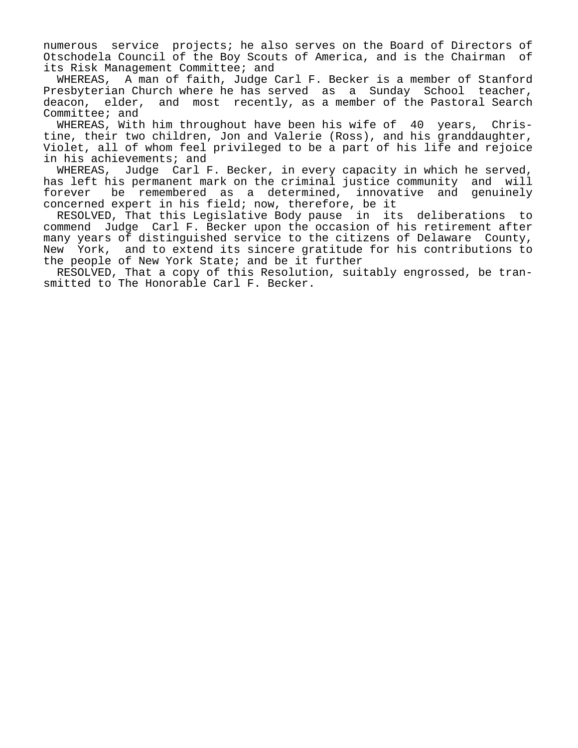numerous service projects; he also serves on the Board of Directors of Otschodela Council of the Boy Scouts of America, and is the Chairman of its Risk Management Committee; and

WHEREAS, A man of faith, Judge Carl F. Becker is a member of Stanford Presbyterian Church where he has served as a Sunday School teacher, deacon, elder, and most recently, as a member of the Pastoral Search Committee; and

WHEREAS, With him throughout have been his wife of 40 years, Christine, their two children, Jon and Valerie (Ross), and his granddaughter, Violet, all of whom feel privileged to be a part of his life and rejoice in his achievements; and

WHEREAS, Judge Carl F. Becker, in every capacity in which he served, has left his permanent mark on the criminal justice community and will forever be remembered as a determined, innovative and genuinely concerned expert in his field; now, therefore, be it

RESOLVED, That this Legislative Body pause in its deliberations to commend Judge Carl F. Becker upon the occasion of his retirement after many years of distinguished service to the citizens of Delaware County, New York, and to extend its sincere gratitude for his contributions to the people of New York State; and be it further

RESOLVED, That a copy of this Resolution, suitably engrossed, be transmitted to The Honorable Carl F. Becker.